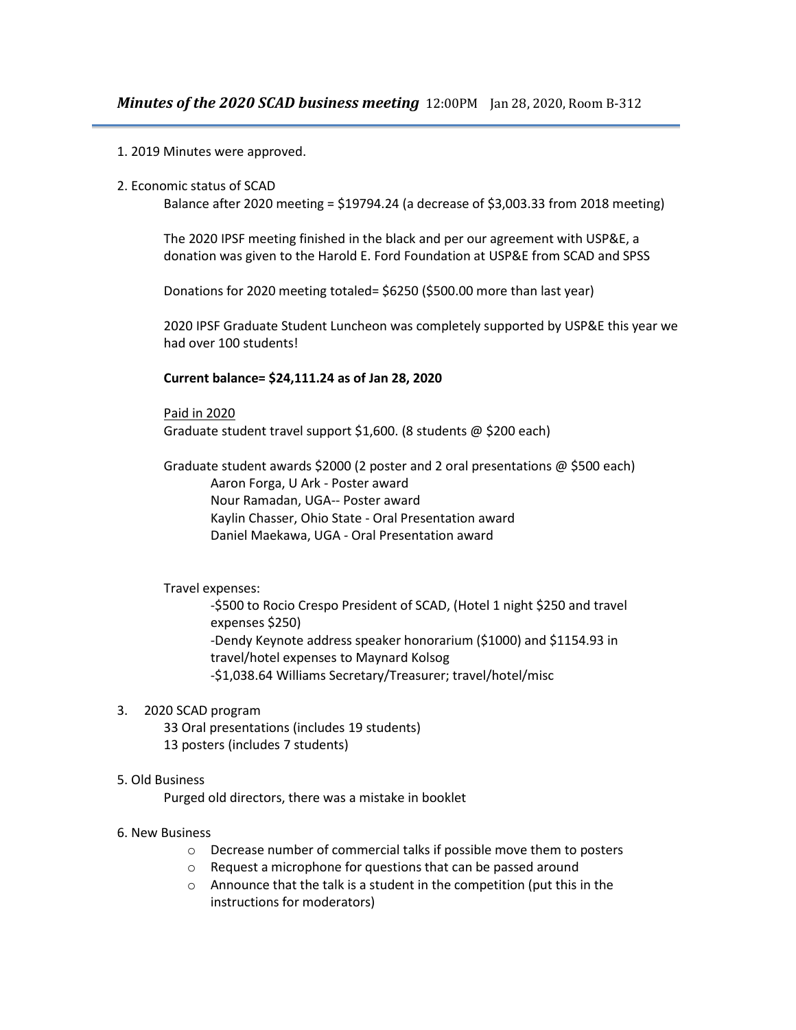## *Minutes of the 2020 SCAD business meeting* 12:00PM Jan 28, 2020, Room B-312

1. 2019 Minutes were approved.

2. Economic status of SCAD

   Balance after 2020 meeting = $19794.24 (a decrease of $3,003.33 from 2018 meeting)

   The 2020 IPSF meeting finished in the black and per our agreement with USP&E, a donation was given to the Harold E. Ford Foundation at USP&E from SCAD and SPSS

   Donations for 2020 meeting totaled= $6250 ($500.00 more than last year)

   2020 IPSF Graduate Student Luncheon was completely supported by USP&E this year we had over 100 students!

   **Current balance= $24,111.24 as of Jan 28, 2020**

   <u>Paid in 2020</u>
   Graduate student travel support $1,600. (8 students @ $200 each)

   Graduate student awards $2000 (2 poster and 2 oral presentations @ $500 each)
   - Aaron Forga, U Ark - Poster award
   - Nour Ramadan, UGA-- Poster award
   - Kaylin Chasser, Ohio State - Oral Presentation award
   - Daniel Maekawa, UGA - Oral Presentation award

   Travel expenses:
   - -$500 to Rocio Crespo President of SCAD, (Hotel 1 night $250 and travel expenses $250)
   - -Dendy Keynote address speaker honorarium ($1000) and $1154.93 in travel/hotel expenses to Maynard Kolsog
   - -$1,038.64 Williams Secretary/Treasurer; travel/hotel/misc

3. 2020 SCAD program

   33 Oral presentations (includes 19 students)
   13 posters (includes 7 students)

5. Old Business

   Purged old directors, there was a mistake in booklet

6. New Business

   - Decrease number of commercial talks if possible move them to posters
   - Request a microphone for questions that can be passed around
   - Announce that the talk is a student in the competition (put this in the instructions for moderators)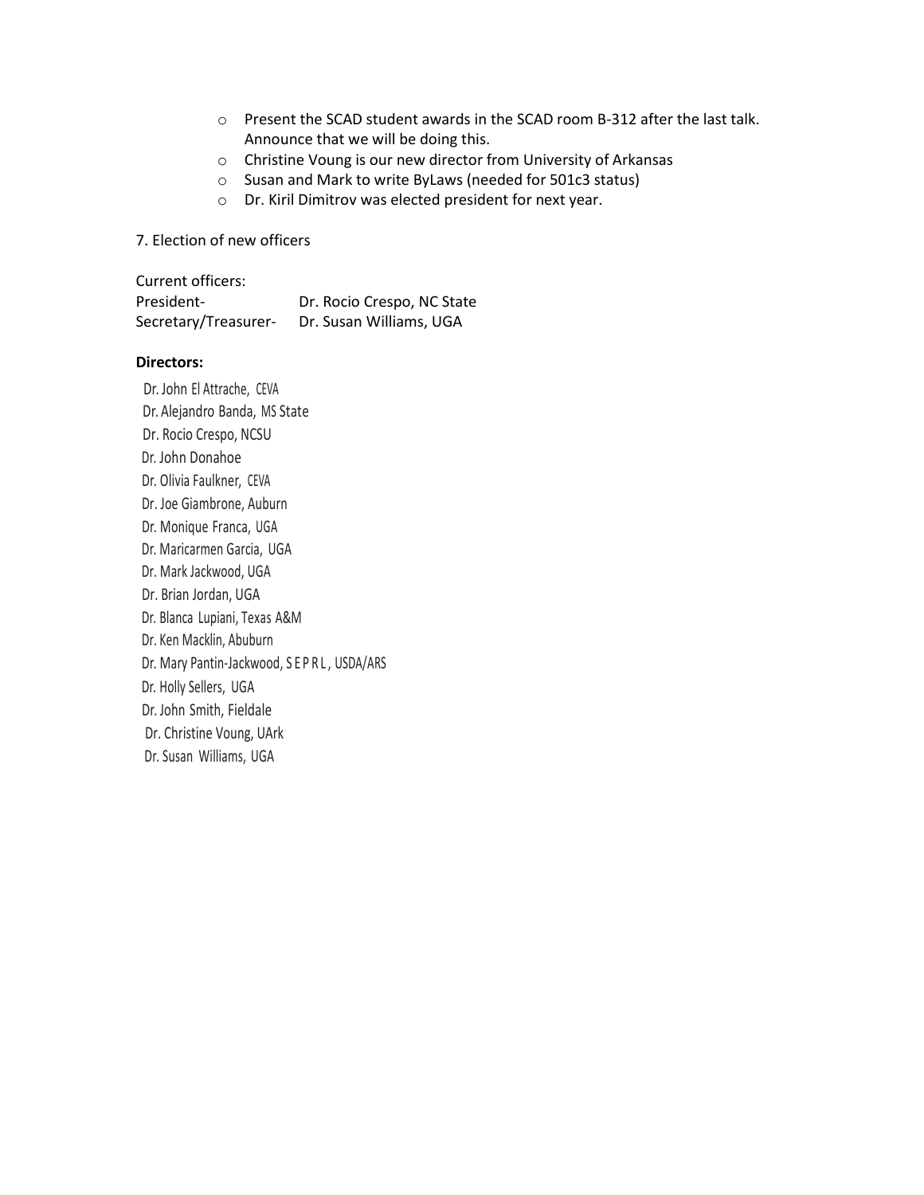- Present the SCAD student awards in the SCAD room B-312 after the last talk. Announce that we will be doing this.
- Christine Voung is our new director from University of Arkansas
- Susan and Mark to write ByLaws (needed for 501c3 status)
- Dr. Kiril Dimitrov was elected president for next year.

7. Election of new officers

Current officers:

| | |
|---|---|
| President- | Dr. Rocio Crespo, NC State |
| Secretary/Treasurer- | Dr. Susan Williams, UGA |

**Directors:**

Dr. John El Attrache, CEVA
Dr. Alejandro Banda, MS State
Dr. Rocio Crespo, NCSU
Dr. John Donahoe
Dr. Olivia Faulkner, CEVA
Dr. Joe Giambrone, Auburn
Dr. Monique Franca, UGA
Dr. Maricarmen Garcia, UGA
Dr. Mark Jackwood, UGA
Dr. Brian Jordan, UGA
Dr. Blanca Lupiani, Texas A&M
Dr. Ken Macklin, Abuburn
Dr. Mary Pantin-Jackwood, S E P R L, USDA/ARS
Dr. Holly Sellers, UGA
Dr. John Smith, Fieldale
Dr. Christine Voung, UArk
Dr. Susan Williams, UGA